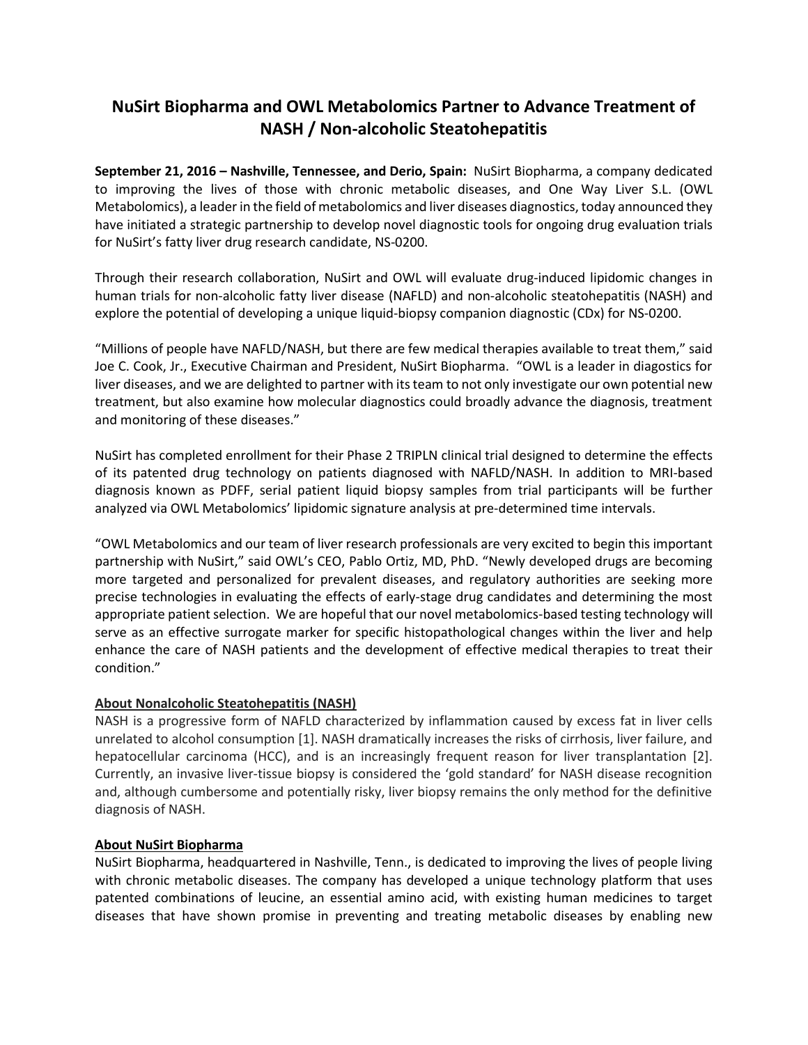# NuSirt Biopharma and OWL Metabolomics Partner to Advance Treatment of NASH / Non-alcoholic Steatohepatitis

**September 21, 2016 – Nashville, Tennessee, and Derio, Spain:** NuSirt Biopharma, a company dedicated to improving the lives of those with chronic metabolic diseases, and One Way Liver S.L. (OWL Metabolomics), a leader in the field of metabolomics and liver diseases diagnostics, today announced they have initiated a strategic partnership to develop novel diagnostic tools for ongoing drug evaluation trials for NuSirt's fatty liver drug research candidate, NS-0200.

Through their research collaboration, NuSirt and OWL will evaluate drug-induced lipidomic changes in human trials for non-alcoholic fatty liver disease (NAFLD) and non-alcoholic steatohepatitis (NASH) and explore the potential of developing a unique liquid-biopsy companion diagnostic (CDx) for NS-0200.

"Millions of people have NAFLD/NASH, but there are few medical therapies available to treat them," said Joe C. Cook, Jr., Executive Chairman and President, NuSirt Biopharma. "OWL is a leader in diagostics for liver diseases, and we are delighted to partner with its team to not only investigate our own potential new treatment, but also examine how molecular diagnostics could broadly advance the diagnosis, treatment and monitoring of these diseases."

NuSirt has completed enrollment for their Phase 2 TRIPLN clinical trial designed to determine the effects of its patented drug technology on patients diagnosed with NAFLD/NASH. In addition to MRI-based diagnosis known as PDFF, serial patient liquid biopsy samples from trial participants will be further analyzed via OWL Metabolomics' lipidomic signature analysis at pre-determined time intervals.

"OWL Metabolomics and our team of liver research professionals are very excited to begin this important partnership with NuSirt," said OWL's CEO, Pablo Ortiz, MD, PhD. "Newly developed drugs are becoming more targeted and personalized for prevalent diseases, and regulatory authorities are seeking more precise technologies in evaluating the effects of early-stage drug candidates and determining the most appropriate patient selection. We are hopeful that our novel metabolomics-based testing technology will serve as an effective surrogate marker for specific histopathological changes within the liver and help enhance the care of NASH patients and the development of effective medical therapies to treat their condition."

## About Nonalcoholic Steatohepatitis (NASH)

NASH is a progressive form of NAFLD characterized by inflammation caused by excess fat in liver cells unrelated to alcohol consumption [1]. NASH dramatically increases the risks of cirrhosis, liver failure, and hepatocellular carcinoma (HCC), and is an increasingly frequent reason for liver transplantation [2]. Currently, an invasive liver-tissue biopsy is considered the 'gold standard' for NASH disease recognition and, although cumbersome and potentially risky, liver biopsy remains the only method for the definitive diagnosis of NASH.

## About NuSirt Biopharma

NuSirt Biopharma, headquartered in Nashville, Tenn., is dedicated to improving the lives of people living with chronic metabolic diseases. The company has developed a unique technology platform that uses patented combinations of leucine, an essential amino acid, with existing human medicines to target diseases that have shown promise in preventing and treating metabolic diseases by enabling new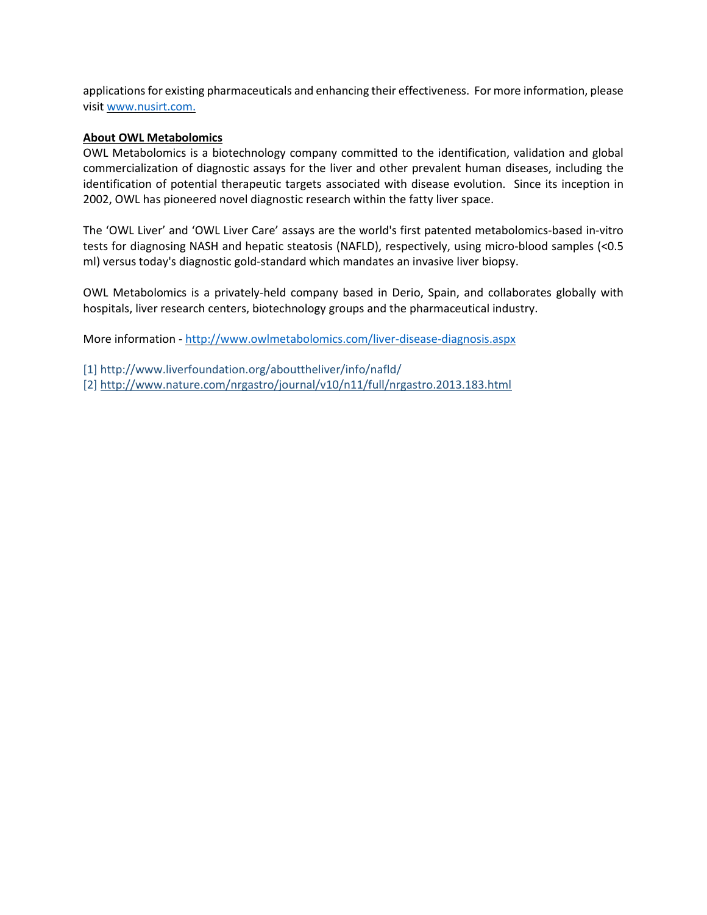applications for existing pharmaceuticals and enhancing their effectiveness. For more information, please visit [www.nusirt.com.](http://www.nusirt.com)

**About OWL Metabolomics**

OWL Metabolomics is a biotechnology company committed to the identification, validation and global commercialization of diagnostic assays for the liver and other prevalent human diseases, including the identification of potential therapeutic targets associated with disease evolution. Since its inception in 2002, OWL has pioneered novel diagnostic research within the fatty liver space.

The 'OWL Liver' and 'OWL Liver Care' assays are the world's first patented metabolomics-based in-vitro tests for diagnosing NASH and hepatic steatosis (NAFLD), respectively, using micro-blood samples (<0.5 ml) versus today's diagnostic gold-standard which mandates an invasive liver biopsy.

OWL Metabolomics is a privately-held company based in Derio, Spain, and collaborates globally with hospitals, liver research centers, biotechnology groups and the pharmaceutical industry.

More information - http://www.owlmetabolomics.com/liver-disease-diagnosis.aspx

[1] http://www.liverfoundation.org/abouttheliver/info/nafld/
[2] http://www.nature.com/nrgastro/journal/v10/n11/full/nrgastro.2013.183.html